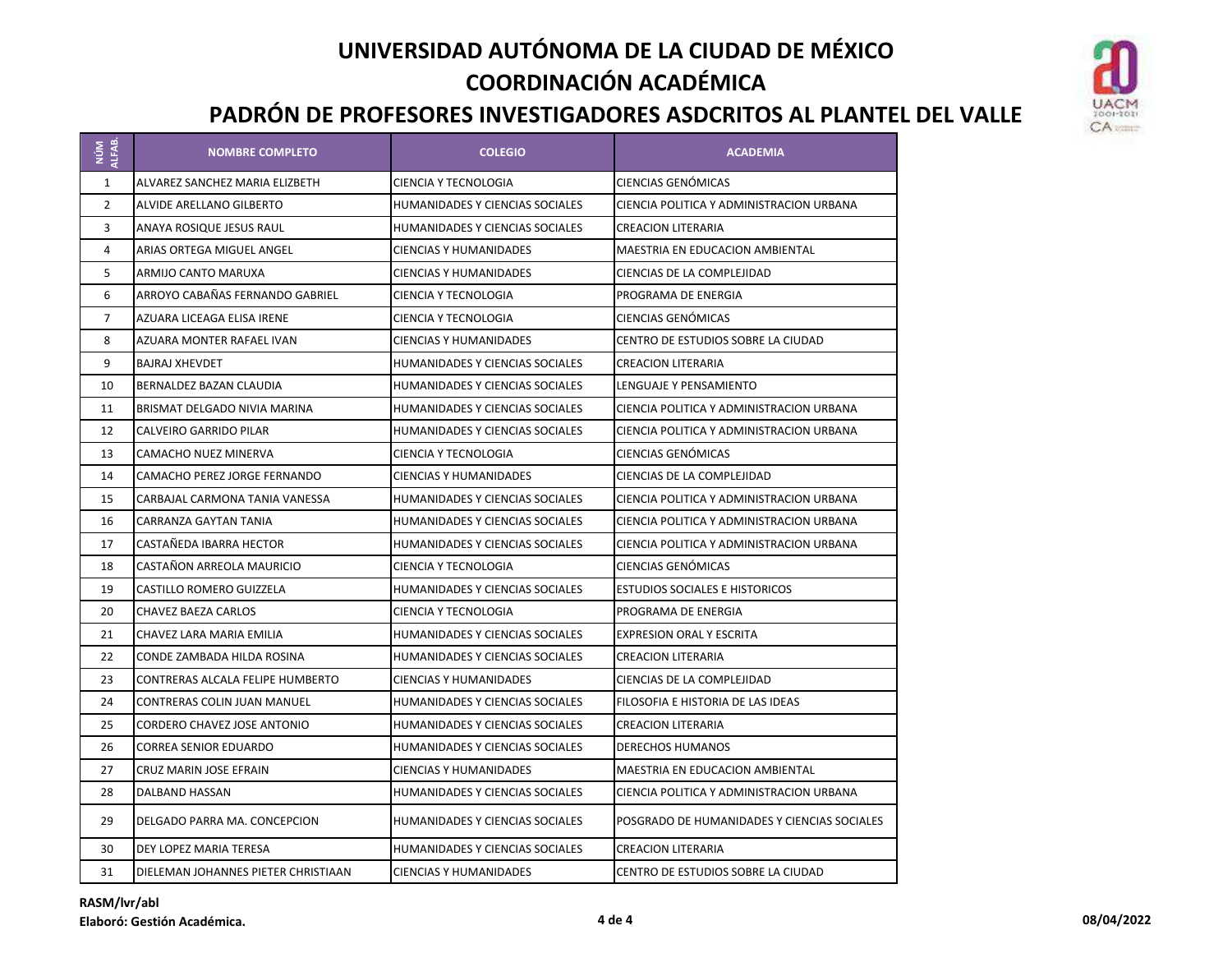# UNIVERSIDAD AUTÓNOMA DE LA CIUDAD DE MÉXICO

## COORDINACIÓN ACADÉMICA

## PADRÓN DE PROFESORES INVESTIGADORES ASDCRITOS AL PLANTEL DEL VALLE

| NÚM ALFAB. | NOMBRE COMPLETO | COLEGIO | ACADEMIA |
|---|---|---|---|
| 1 | ALVAREZ SANCHEZ MARIA ELIZBETH | CIENCIA Y TECNOLOGIA | CIENCIAS GENÓMICAS |
| 2 | ALVIDE ARELLANO GILBERTO | HUMANIDADES Y CIENCIAS SOCIALES | CIENCIA POLITICA Y ADMINISTRACION URBANA |
| 3 | ANAYA ROSIQUE JESUS RAUL | HUMANIDADES Y CIENCIAS SOCIALES | CREACION LITERARIA |
| 4 | ARIAS ORTEGA MIGUEL ANGEL | CIENCIAS Y HUMANIDADES | MAESTRIA EN EDUCACION AMBIENTAL |
| 5 | ARMIJO CANTO MARUXA | CIENCIAS Y HUMANIDADES | CIENCIAS DE LA COMPLEJIDAD |
| 6 | ARROYO CABAÑAS FERNANDO GABRIEL | CIENCIA Y TECNOLOGIA | PROGRAMA DE ENERGIA |
| 7 | AZUARA LICEAGA ELISA IRENE | CIENCIA Y TECNOLOGIA | CIENCIAS GENÓMICAS |
| 8 | AZUARA MONTER RAFAEL IVAN | CIENCIAS Y HUMANIDADES | CENTRO DE ESTUDIOS SOBRE LA CIUDAD |
| 9 | BAJRAJ XHEVDET | HUMANIDADES Y CIENCIAS SOCIALES | CREACION LITERARIA |
| 10 | BERNALDEZ BAZAN CLAUDIA | HUMANIDADES Y CIENCIAS SOCIALES | LENGUAJE Y PENSAMIENTO |
| 11 | BRISMAT DELGADO NIVIA MARINA | HUMANIDADES Y CIENCIAS SOCIALES | CIENCIA POLITICA Y ADMINISTRACION URBANA |
| 12 | CALVEIRO GARRIDO PILAR | HUMANIDADES Y CIENCIAS SOCIALES | CIENCIA POLITICA Y ADMINISTRACION URBANA |
| 13 | CAMACHO NUEZ MINERVA | CIENCIA Y TECNOLOGIA | CIENCIAS GENÓMICAS |
| 14 | CAMACHO PEREZ JORGE FERNANDO | CIENCIAS Y HUMANIDADES | CIENCIAS DE LA COMPLEJIDAD |
| 15 | CARBAJAL CARMONA TANIA VANESSA | HUMANIDADES Y CIENCIAS SOCIALES | CIENCIA POLITICA Y ADMINISTRACION URBANA |
| 16 | CARRANZA GAYTAN TANIA | HUMANIDADES Y CIENCIAS SOCIALES | CIENCIA POLITICA Y ADMINISTRACION URBANA |
| 17 | CASTAÑEDA IBARRA HECTOR | HUMANIDADES Y CIENCIAS SOCIALES | CIENCIA POLITICA Y ADMINISTRACION URBANA |
| 18 | CASTAÑON ARREOLA MAURICIO | CIENCIA Y TECNOLOGIA | CIENCIAS GENÓMICAS |
| 19 | CASTILLO ROMERO GUIZZELA | HUMANIDADES Y CIENCIAS SOCIALES | ESTUDIOS SOCIALES E HISTORICOS |
| 20 | CHAVEZ BAEZA CARLOS | CIENCIA Y TECNOLOGIA | PROGRAMA DE ENERGIA |
| 21 | CHAVEZ LARA MARIA EMILIA | HUMANIDADES Y CIENCIAS SOCIALES | EXPRESION ORAL Y ESCRITA |
| 22 | CONDE ZAMBADA HILDA ROSINA | HUMANIDADES Y CIENCIAS SOCIALES | CREACION LITERARIA |
| 23 | CONTRERAS ALCALA FELIPE HUMBERTO | CIENCIAS Y HUMANIDADES | CIENCIAS DE LA COMPLEJIDAD |
| 24 | CONTRERAS COLIN JUAN MANUEL | HUMANIDADES Y CIENCIAS SOCIALES | FILOSOFIA E HISTORIA DE LAS IDEAS |
| 25 | CORDERO CHAVEZ JOSE ANTONIO | HUMANIDADES Y CIENCIAS SOCIALES | CREACION LITERARIA |
| 26 | CORREA SENIOR EDUARDO | HUMANIDADES Y CIENCIAS SOCIALES | DERECHOS HUMANOS |
| 27 | CRUZ MARIN JOSE EFRAIN | CIENCIAS Y HUMANIDADES | MAESTRIA EN EDUCACION AMBIENTAL |
| 28 | DALBAND HASSAN | HUMANIDADES Y CIENCIAS SOCIALES | CIENCIA POLITICA Y ADMINISTRACION URBANA |
| 29 | DELGADO PARRA MA. CONCEPCION | HUMANIDADES Y CIENCIAS SOCIALES | POSGRADO DE HUMANIDADES Y CIENCIAS SOCIALES |
| 30 | DEY LOPEZ MARIA TERESA | HUMANIDADES Y CIENCIAS SOCIALES | CREACION LITERARIA |
| 31 | DIELEMAN JOHANNES PIETER CHRISTIAAN | CIENCIAS Y HUMANIDADES | CENTRO DE ESTUDIOS SOBRE LA CIUDAD |

**RASM/lvr/abl**

**Elaboró: Gestión Académica.**

**08/04/2022**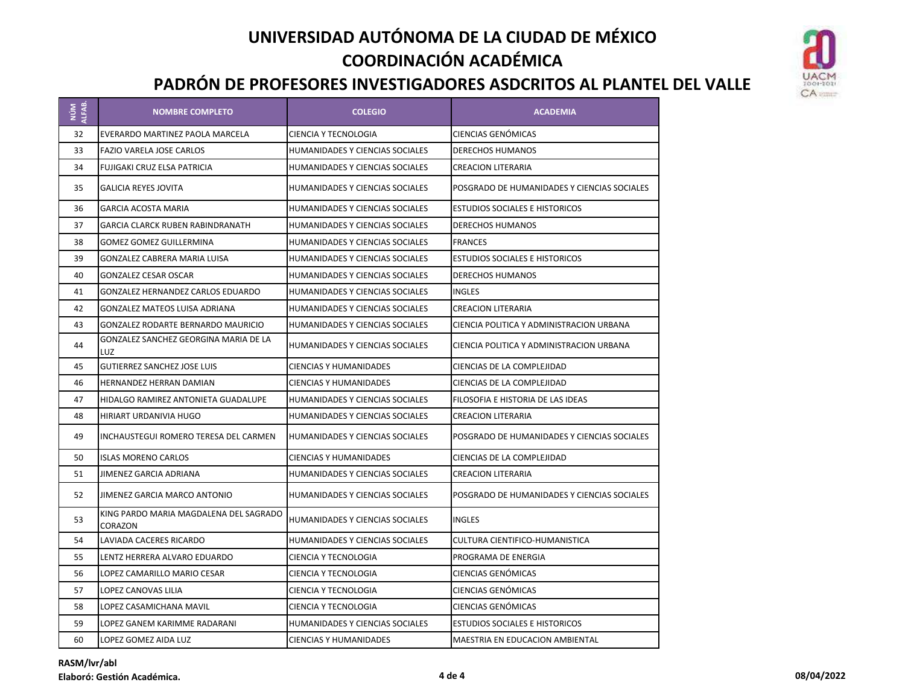# UNIVERSIDAD AUTÓNOMA DE LA CIUDAD DE MÉXICO

## COORDINACIÓN ACADÉMICA

## PADRÓN DE PROFESORES INVESTIGADORES ASDCRITOS AL PLANTEL DEL VALLE

| NÚM ALFAB. | NOMBRE COMPLETO | COLEGIO | ACADEMIA |
|---|---|---|---|
| 32 | EVERARDO MARTINEZ PAOLA MARCELA | CIENCIA Y TECNOLOGIA | CIENCIAS GENÓMICAS |
| 33 | FAZIO VARELA JOSE CARLOS | HUMANIDADES Y CIENCIAS SOCIALES | DERECHOS HUMANOS |
| 34 | FUJIGAKI CRUZ ELSA PATRICIA | HUMANIDADES Y CIENCIAS SOCIALES | CREACION LITERARIA |
| 35 | GALICIA REYES JOVITA | HUMANIDADES Y CIENCIAS SOCIALES | POSGRADO DE HUMANIDADES Y CIENCIAS SOCIALES |
| 36 | GARCIA ACOSTA MARIA | HUMANIDADES Y CIENCIAS SOCIALES | ESTUDIOS SOCIALES E HISTORICOS |
| 37 | GARCIA CLARCK RUBEN RABINDRANATH | HUMANIDADES Y CIENCIAS SOCIALES | DERECHOS HUMANOS |
| 38 | GOMEZ GOMEZ GUILLERMINA | HUMANIDADES Y CIENCIAS SOCIALES | FRANCES |
| 39 | GONZALEZ CABRERA MARIA LUISA | HUMANIDADES Y CIENCIAS SOCIALES | ESTUDIOS SOCIALES E HISTORICOS |
| 40 | GONZALEZ CESAR OSCAR | HUMANIDADES Y CIENCIAS SOCIALES | DERECHOS HUMANOS |
| 41 | GONZALEZ HERNANDEZ CARLOS EDUARDO | HUMANIDADES Y CIENCIAS SOCIALES | INGLES |
| 42 | GONZALEZ MATEOS LUISA ADRIANA | HUMANIDADES Y CIENCIAS SOCIALES | CREACION LITERARIA |
| 43 | GONZALEZ RODARTE BERNARDO MAURICIO | HUMANIDADES Y CIENCIAS SOCIALES | CIENCIA POLITICA Y ADMINISTRACION URBANA |
| 44 | GONZALEZ SANCHEZ GEORGINA MARIA DE LA LUZ | HUMANIDADES Y CIENCIAS SOCIALES | CIENCIA POLITICA Y ADMINISTRACION URBANA |
| 45 | GUTIERREZ SANCHEZ JOSE LUIS | CIENCIAS Y HUMANIDADES | CIENCIAS DE LA COMPLEJIDAD |
| 46 | HERNANDEZ HERRAN DAMIAN | CIENCIAS Y HUMANIDADES | CIENCIAS DE LA COMPLEJIDAD |
| 47 | HIDALGO RAMIREZ ANTONIETA GUADALUPE | HUMANIDADES Y CIENCIAS SOCIALES | FILOSOFIA E HISTORIA DE LAS IDEAS |
| 48 | HIRIART URDANIVIA HUGO | HUMANIDADES Y CIENCIAS SOCIALES | CREACION LITERARIA |
| 49 | INCHAUSTEGUI ROMERO TERESA DEL CARMEN | HUMANIDADES Y CIENCIAS SOCIALES | POSGRADO DE HUMANIDADES Y CIENCIAS SOCIALES |
| 50 | ISLAS MORENO CARLOS | CIENCIAS Y HUMANIDADES | CIENCIAS DE LA COMPLEJIDAD |
| 51 | JIMENEZ GARCIA ADRIANA | HUMANIDADES Y CIENCIAS SOCIALES | CREACION LITERARIA |
| 52 | JIMENEZ GARCIA MARCO ANTONIO | HUMANIDADES Y CIENCIAS SOCIALES | POSGRADO DE HUMANIDADES Y CIENCIAS SOCIALES |
| 53 | KING PARDO MARIA MAGDALENA DEL SAGRADO CORAZON | HUMANIDADES Y CIENCIAS SOCIALES | INGLES |
| 54 | LAVIADA CACERES RICARDO | HUMANIDADES Y CIENCIAS SOCIALES | CULTURA CIENTIFICO-HUMANISTICA |
| 55 | LENTZ HERRERA ALVARO EDUARDO | CIENCIA Y TECNOLOGIA | PROGRAMA DE ENERGIA |
| 56 | LOPEZ CAMARILLO MARIO CESAR | CIENCIA Y TECNOLOGIA | CIENCIAS GENÓMICAS |
| 57 | LOPEZ CANOVAS LILIA | CIENCIA Y TECNOLOGIA | CIENCIAS GENÓMICAS |
| 58 | LOPEZ CASAMICHANA MAVIL | CIENCIA Y TECNOLOGIA | CIENCIAS GENÓMICAS |
| 59 | LOPEZ GANEM KARIMME RADARANI | HUMANIDADES Y CIENCIAS SOCIALES | ESTUDIOS SOCIALES E HISTORICOS |
| 60 | LOPEZ GOMEZ AIDA LUZ | CIENCIAS Y HUMANIDADES | MAESTRIA EN EDUCACION AMBIENTAL |

**RASM/lvr/abl**

**Elaboró: Gestión Académica.**

**08/04/2022**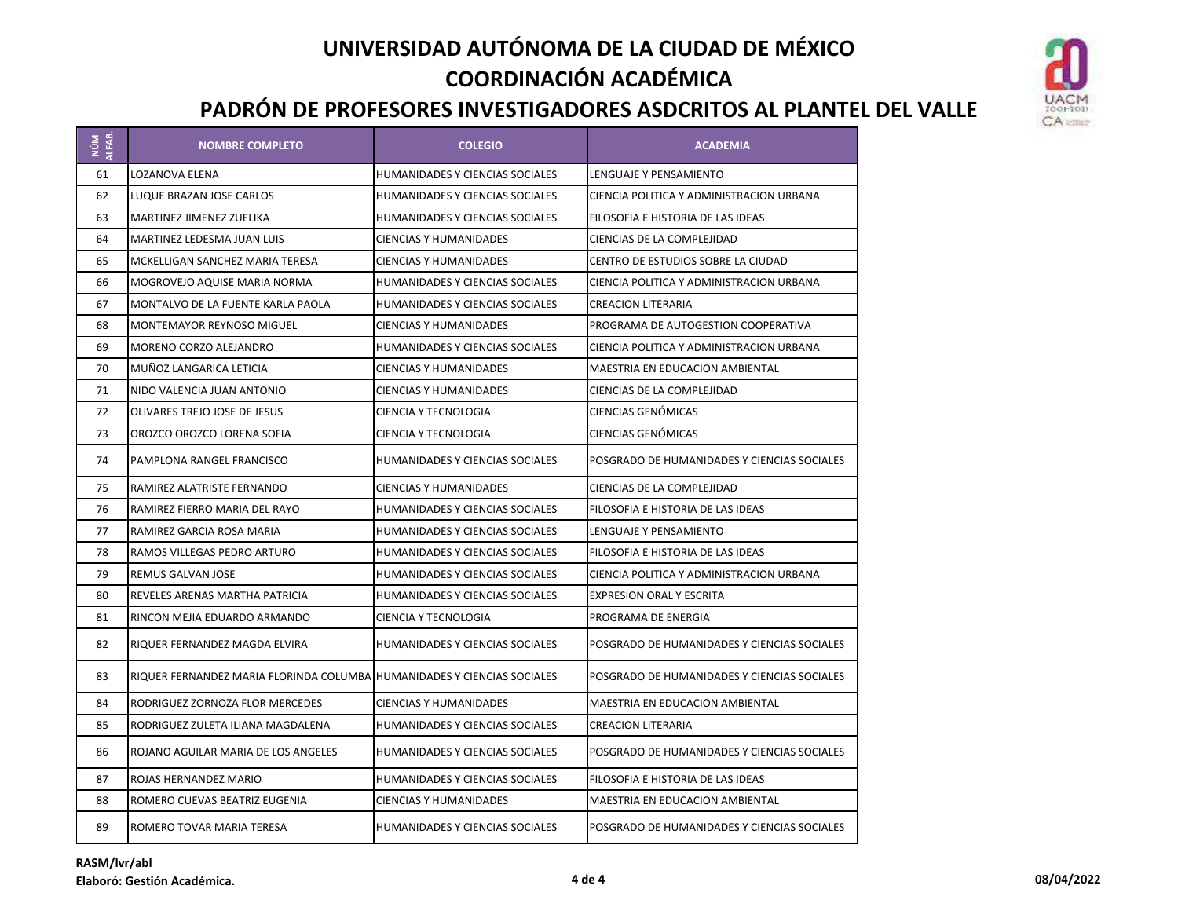# UNIVERSIDAD AUTÓNOMA DE LA CIUDAD DE MÉXICO

## COORDINACIÓN ACADÉMICA

## PADRÓN DE PROFESORES INVESTIGADORES ASDCRITOS AL PLANTEL DEL VALLE

| NÚM ALFAB. | NOMBRE COMPLETO | COLEGIO | ACADEMIA |
|---|---|---|---|
| 61 | LOZANOVA ELENA | HUMANIDADES Y CIENCIAS SOCIALES | LENGUAJE Y PENSAMIENTO |
| 62 | LUQUE BRAZAN JOSE CARLOS | HUMANIDADES Y CIENCIAS SOCIALES | CIENCIA POLITICA Y ADMINISTRACION URBANA |
| 63 | MARTINEZ JIMENEZ ZUELIKA | HUMANIDADES Y CIENCIAS SOCIALES | FILOSOFIA E HISTORIA DE LAS IDEAS |
| 64 | MARTINEZ LEDESMA JUAN LUIS | CIENCIAS Y HUMANIDADES | CIENCIAS DE LA COMPLEJIDAD |
| 65 | MCKELLIGAN SANCHEZ MARIA TERESA | CIENCIAS Y HUMANIDADES | CENTRO DE ESTUDIOS SOBRE LA CIUDAD |
| 66 | MOGROVEJO AQUISE MARIA NORMA | HUMANIDADES Y CIENCIAS SOCIALES | CIENCIA POLITICA Y ADMINISTRACION URBANA |
| 67 | MONTALVO DE LA FUENTE KARLA PAOLA | HUMANIDADES Y CIENCIAS SOCIALES | CREACION LITERARIA |
| 68 | MONTEMAYOR REYNOSO MIGUEL | CIENCIAS Y HUMANIDADES | PROGRAMA DE AUTOGESTION COOPERATIVA |
| 69 | MORENO CORZO ALEJANDRO | HUMANIDADES Y CIENCIAS SOCIALES | CIENCIA POLITICA Y ADMINISTRACION URBANA |
| 70 | MUÑOZ LANGARICA LETICIA | CIENCIAS Y HUMANIDADES | MAESTRIA EN EDUCACION AMBIENTAL |
| 71 | NIDO VALENCIA JUAN ANTONIO | CIENCIAS Y HUMANIDADES | CIENCIAS DE LA COMPLEJIDAD |
| 72 | OLIVARES TREJO JOSE DE JESUS | CIENCIA Y TECNOLOGIA | CIENCIAS GENÓMICAS |
| 73 | OROZCO OROZCO LORENA SOFIA | CIENCIA Y TECNOLOGIA | CIENCIAS GENÓMICAS |
| 74 | PAMPLONA RANGEL FRANCISCO | HUMANIDADES Y CIENCIAS SOCIALES | POSGRADO DE HUMANIDADES Y CIENCIAS SOCIALES |
| 75 | RAMIREZ ALATRISTE FERNANDO | CIENCIAS Y HUMANIDADES | CIENCIAS DE LA COMPLEJIDAD |
| 76 | RAMIREZ FIERRO MARIA DEL RAYO | HUMANIDADES Y CIENCIAS SOCIALES | FILOSOFIA E HISTORIA DE LAS IDEAS |
| 77 | RAMIREZ GARCIA ROSA MARIA | HUMANIDADES Y CIENCIAS SOCIALES | LENGUAJE Y PENSAMIENTO |
| 78 | RAMOS VILLEGAS PEDRO ARTURO | HUMANIDADES Y CIENCIAS SOCIALES | FILOSOFIA E HISTORIA DE LAS IDEAS |
| 79 | REMUS GALVAN JOSE | HUMANIDADES Y CIENCIAS SOCIALES | CIENCIA POLITICA Y ADMINISTRACION URBANA |
| 80 | REVELES ARENAS MARTHA PATRICIA | HUMANIDADES Y CIENCIAS SOCIALES | EXPRESION ORAL Y ESCRITA |
| 81 | RINCON MEJIA EDUARDO ARMANDO | CIENCIA Y TECNOLOGIA | PROGRAMA DE ENERGIA |
| 82 | RIQUER FERNANDEZ MAGDA ELVIRA | HUMANIDADES Y CIENCIAS SOCIALES | POSGRADO DE HUMANIDADES Y CIENCIAS SOCIALES |
| 83 | RIQUER FERNANDEZ MARIA FLORINDA COLUMBA | HUMANIDADES Y CIENCIAS SOCIALES | POSGRADO DE HUMANIDADES Y CIENCIAS SOCIALES |
| 84 | RODRIGUEZ ZORNOZA FLOR MERCEDES | CIENCIAS Y HUMANIDADES | MAESTRIA EN EDUCACION AMBIENTAL |
| 85 | RODRIGUEZ ZULETA ILIANA MAGDALENA | HUMANIDADES Y CIENCIAS SOCIALES | CREACION LITERARIA |
| 86 | ROJANO AGUILAR MARIA DE LOS ANGELES | HUMANIDADES Y CIENCIAS SOCIALES | POSGRADO DE HUMANIDADES Y CIENCIAS SOCIALES |
| 87 | ROJAS HERNANDEZ MARIO | HUMANIDADES Y CIENCIAS SOCIALES | FILOSOFIA E HISTORIA DE LAS IDEAS |
| 88 | ROMERO CUEVAS BEATRIZ EUGENIA | CIENCIAS Y HUMANIDADES | MAESTRIA EN EDUCACION AMBIENTAL |
| 89 | ROMERO TOVAR MARIA TERESA | HUMANIDADES Y CIENCIAS SOCIALES | POSGRADO DE HUMANIDADES Y CIENCIAS SOCIALES |

**RASM/lvr/abl**
**Elaboró: Gestión Académica.**

**08/04/2022**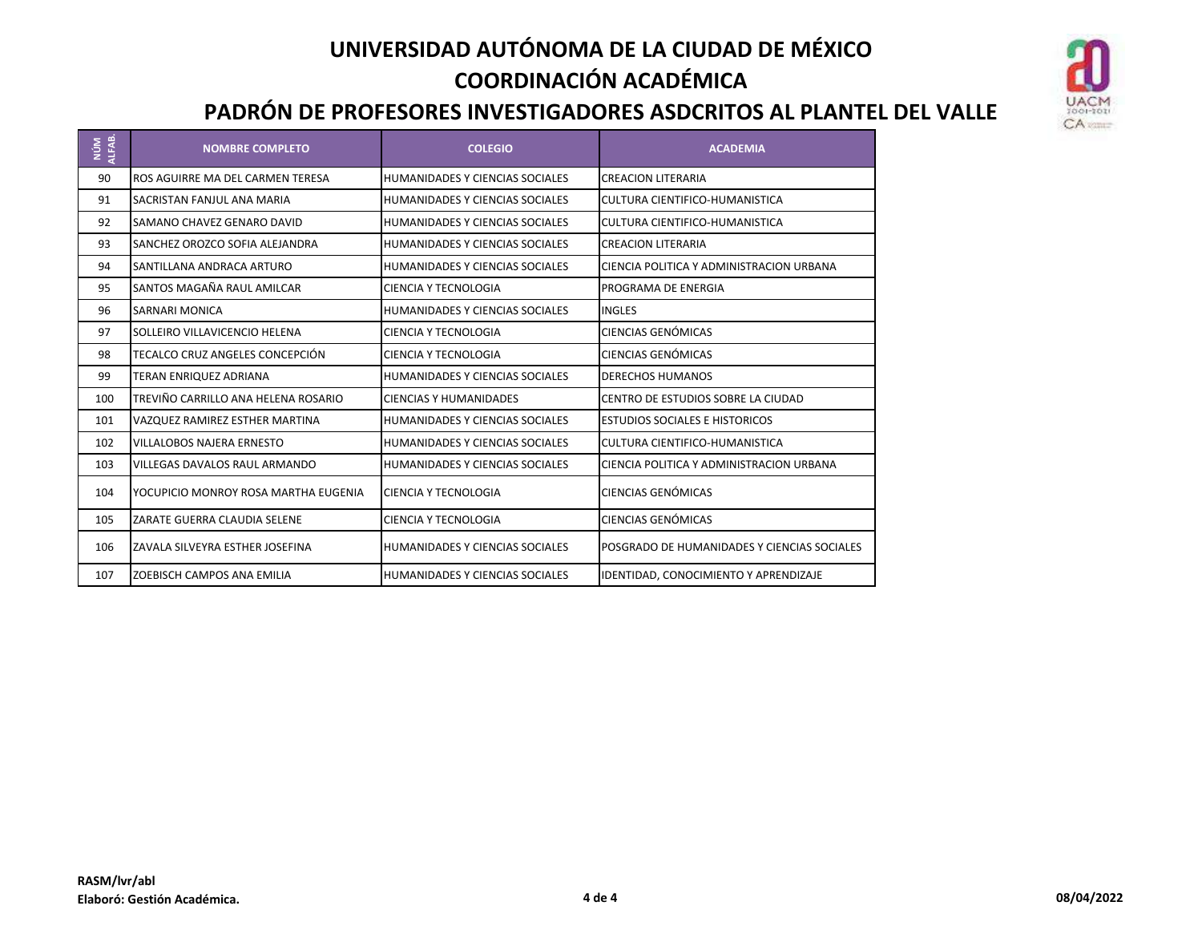# UNIVERSIDAD AUTÓNOMA DE LA CIUDAD DE MÉXICO

## COORDINACIÓN ACADÉMICA

## PADRÓN DE PROFESORES INVESTIGADORES ASDCRITOS AL PLANTEL DEL VALLE

| NÚM ALFAB. | NOMBRE COMPLETO | COLEGIO | ACADEMIA |
|---|---|---|---|
| 90 | ROS AGUIRRE MA DEL CARMEN TERESA | HUMANIDADES Y CIENCIAS SOCIALES | CREACION LITERARIA |
| 91 | SACRISTAN FANJUL ANA MARIA | HUMANIDADES Y CIENCIAS SOCIALES | CULTURA CIENTIFICO-HUMANISTICA |
| 92 | SAMANO CHAVEZ GENARO DAVID | HUMANIDADES Y CIENCIAS SOCIALES | CULTURA CIENTIFICO-HUMANISTICA |
| 93 | SANCHEZ OROZCO SOFIA ALEJANDRA | HUMANIDADES Y CIENCIAS SOCIALES | CREACION LITERARIA |
| 94 | SANTILLANA ANDRACA ARTURO | HUMANIDADES Y CIENCIAS SOCIALES | CIENCIA POLITICA Y ADMINISTRACION URBANA |
| 95 | SANTOS MAGAÑA RAUL AMILCAR | CIENCIA Y TECNOLOGIA | PROGRAMA DE ENERGIA |
| 96 | SARNARI MONICA | HUMANIDADES Y CIENCIAS SOCIALES | INGLES |
| 97 | SOLLEIRO VILLAVICENCIO HELENA | CIENCIA Y TECNOLOGIA | CIENCIAS GENÓMICAS |
| 98 | TECALCO CRUZ ANGELES CONCEPCIÓN | CIENCIA Y TECNOLOGIA | CIENCIAS GENÓMICAS |
| 99 | TERAN ENRIQUEZ ADRIANA | HUMANIDADES Y CIENCIAS SOCIALES | DERECHOS HUMANOS |
| 100 | TREVIÑO CARRILLO ANA HELENA ROSARIO | CIENCIAS Y HUMANIDADES | CENTRO DE ESTUDIOS SOBRE LA CIUDAD |
| 101 | VAZQUEZ RAMIREZ ESTHER MARTINA | HUMANIDADES Y CIENCIAS SOCIALES | ESTUDIOS SOCIALES E HISTORICOS |
| 102 | VILLALOBOS NAJERA ERNESTO | HUMANIDADES Y CIENCIAS SOCIALES | CULTURA CIENTIFICO-HUMANISTICA |
| 103 | VILLEGAS DAVALOS RAUL ARMANDO | HUMANIDADES Y CIENCIAS SOCIALES | CIENCIA POLITICA Y ADMINISTRACION URBANA |
| 104 | YOCUPICIO MONROY ROSA MARTHA EUGENIA | CIENCIA Y TECNOLOGIA | CIENCIAS GENÓMICAS |
| 105 | ZARATE GUERRA CLAUDIA SELENE | CIENCIA Y TECNOLOGIA | CIENCIAS GENÓMICAS |
| 106 | ZAVALA SILVEYRA ESTHER JOSEFINA | HUMANIDADES Y CIENCIAS SOCIALES | POSGRADO DE HUMANIDADES Y CIENCIAS SOCIALES |
| 107 | ZOEBISCH CAMPOS ANA EMILIA | HUMANIDADES Y CIENCIAS SOCIALES | IDENTIDAD, CONOCIMIENTO Y APRENDIZAJE |

**RASM/lvr/abl**
**Elaboró: Gestión Académica.**

**08/04/2022**